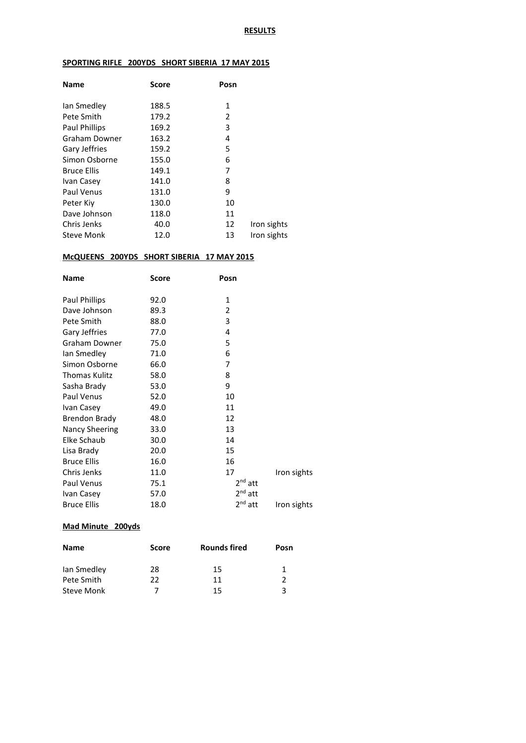# RESULTS

## SPORTING RIFLE 200YDS SHORT SIBERIA 17 MAY 2015

| Name | Score | Posn | |
|---|---|---|---|
| Ian Smedley | 188.5 | 1 | |
| Pete Smith | 179.2 | 2 | |
| Paul Phillips | 169.2 | 3 | |
| Graham Downer | 163.2 | 4 | |
| Gary Jeffries | 159.2 | 5 | |
| Simon Osborne | 155.0 | 6 | |
| Bruce Ellis | 149.1 | 7 | |
| Ivan Casey | 141.0 | 8 | |
| Paul Venus | 131.0 | 9 | |
| Peter Kiy | 130.0 | 10 | |
| Dave Johnson | 118.0 | 11 | |
| Chris Jenks | 40.0 | 12 | Iron sights |
| Steve Monk | 12.0 | 13 | Iron sights |

## McQUEENS 200YDS SHORT SIBERIA 17 MAY 2015

| Name | Score | Posn | |
|---|---|---|---|
| Paul Phillips | 92.0 | 1 | |
| Dave Johnson | 89.3 | 2 | |
| Pete Smith | 88.0 | 3 | |
| Gary Jeffries | 77.0 | 4 | |
| Graham Downer | 75.0 | 5 | |
| Ian Smedley | 71.0 | 6 | |
| Simon Osborne | 66.0 | 7 | |
| Thomas Kulitz | 58.0 | 8 | |
| Sasha Brady | 53.0 | 9 | |
| Paul Venus | 52.0 | 10 | |
| Ivan Casey | 49.0 | 11 | |
| Brendon Brady | 48.0 | 12 | |
| Nancy Sheering | 33.0 | 13 | |
| Elke Schaub | 30.0 | 14 | |
| Lisa Brady | 20.0 | 15 | |
| Bruce Ellis | 16.0 | 16 | |
| Chris Jenks | 11.0 | 17 | Iron sights |
| Paul Venus | 75.1 | 2nd att | |
| Ivan Casey | 57.0 | 2nd att | |
| Bruce Ellis | 18.0 | 2nd att | Iron sights |

## Mad Minute 200yds

| Name | Score | Rounds fired | Posn |
|---|---|---|---|
| Ian Smedley | 28 | 15 | 1 |
| Pete Smith | 22 | 11 | 2 |
| Steve Monk | 7 | 15 | 3 |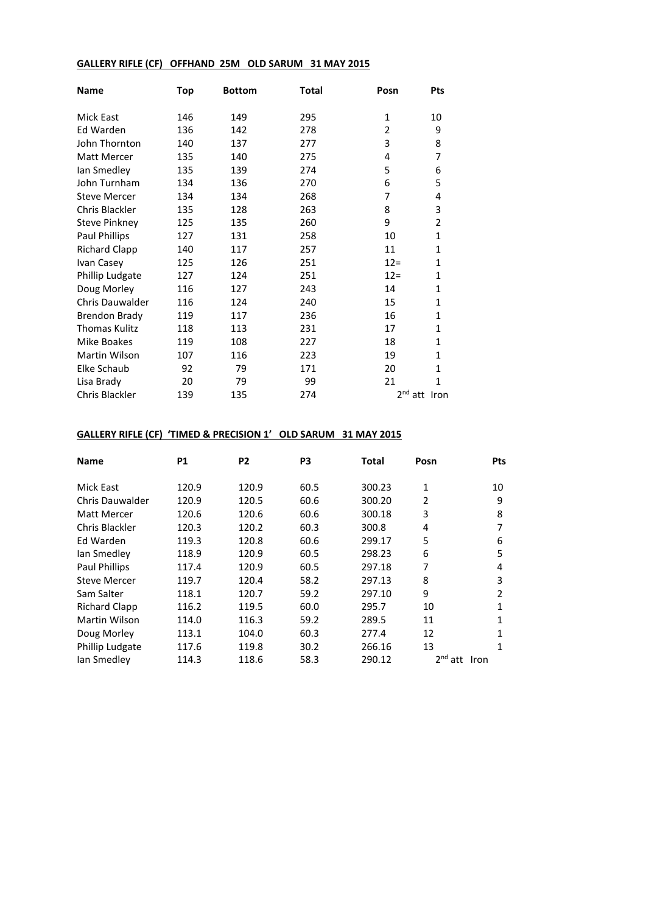**GALLERY RIFLE (CF) OFFHAND 25M OLD SARUM 31 MAY 2015**

| Name | Top | Bottom | Total | Posn | Pts |
|---|---|---|---|---|---|
| Mick East | 146 | 149 | 295 | 1 | 10 |
| Ed Warden | 136 | 142 | 278 | 2 | 9 |
| John Thornton | 140 | 137 | 277 | 3 | 8 |
| Matt Mercer | 135 | 140 | 275 | 4 | 7 |
| Ian Smedley | 135 | 139 | 274 | 5 | 6 |
| John Turnham | 134 | 136 | 270 | 6 | 5 |
| Steve Mercer | 134 | 134 | 268 | 7 | 4 |
| Chris Blackler | 135 | 128 | 263 | 8 | 3 |
| Steve Pinkney | 125 | 135 | 260 | 9 | 2 |
| Paul Phillips | 127 | 131 | 258 | 10 | 1 |
| Richard Clapp | 140 | 117 | 257 | 11 | 1 |
| Ivan Casey | 125 | 126 | 251 | 12= | 1 |
| Phillip Ludgate | 127 | 124 | 251 | 12= | 1 |
| Doug Morley | 116 | 127 | 243 | 14 | 1 |
| Chris Dauwalder | 116 | 124 | 240 | 15 | 1 |
| Brendon Brady | 119 | 117 | 236 | 16 | 1 |
| Thomas Kulitz | 118 | 113 | 231 | 17 | 1 |
| Mike Boakes | 119 | 108 | 227 | 18 | 1 |
| Martin Wilson | 107 | 116 | 223 | 19 | 1 |
| Elke Schaub | 92 | 79 | 171 | 20 | 1 |
| Lisa Brady | 20 | 79 | 99 | 21 | 1 |
| Chris Blackler | 139 | 135 | 274 | 2nd att Iron | |

**GALLERY RIFLE (CF) 'TIMED & PRECISION 1' OLD SARUM 31 MAY 2015**

| Name | P1 | P2 | P3 | Total | Posn | Pts |
|---|---|---|---|---|---|---|
| Mick East | 120.9 | 120.9 | 60.5 | 300.23 | 1 | 10 |
| Chris Dauwalder | 120.9 | 120.5 | 60.6 | 300.20 | 2 | 9 |
| Matt Mercer | 120.6 | 120.6 | 60.6 | 300.18 | 3 | 8 |
| Chris Blackler | 120.3 | 120.2 | 60.3 | 300.8 | 4 | 7 |
| Ed Warden | 119.3 | 120.8 | 60.6 | 299.17 | 5 | 6 |
| Ian Smedley | 118.9 | 120.9 | 60.5 | 298.23 | 6 | 5 |
| Paul Phillips | 117.4 | 120.9 | 60.5 | 297.18 | 7 | 4 |
| Steve Mercer | 119.7 | 120.4 | 58.2 | 297.13 | 8 | 3 |
| Sam Salter | 118.1 | 120.7 | 59.2 | 297.10 | 9 | 2 |
| Richard Clapp | 116.2 | 119.5 | 60.0 | 295.7 | 10 | 1 |
| Martin Wilson | 114.0 | 116.3 | 59.2 | 289.5 | 11 | 1 |
| Doug Morley | 113.1 | 104.0 | 60.3 | 277.4 | 12 | 1 |
| Phillip Ludgate | 117.6 | 119.8 | 30.2 | 266.16 | 13 | 1 |
| Ian Smedley | 114.3 | 118.6 | 58.3 | 290.12 | 2nd att Iron | |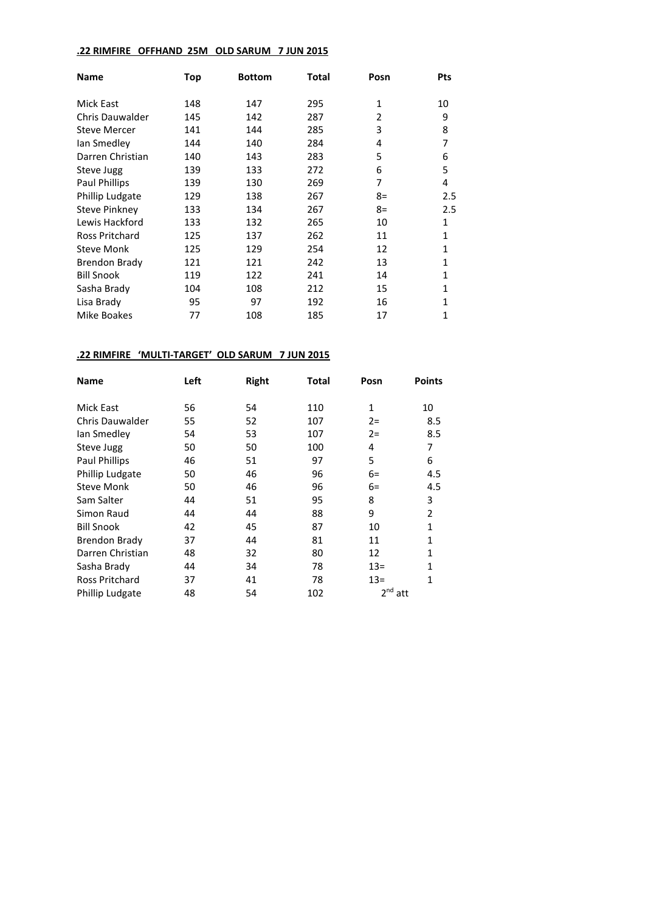**.22 RIMFIRE OFFHAND 25M OLD SARUM 7 JUN 2015**

| Name | Top | Bottom | Total | Posn | Pts |
|---|---|---|---|---|---|
| Mick East | 148 | 147 | 295 | 1 | 10 |
| Chris Dauwalder | 145 | 142 | 287 | 2 | 9 |
| Steve Mercer | 141 | 144 | 285 | 3 | 8 |
| Ian Smedley | 144 | 140 | 284 | 4 | 7 |
| Darren Christian | 140 | 143 | 283 | 5 | 6 |
| Steve Jugg | 139 | 133 | 272 | 6 | 5 |
| Paul Phillips | 139 | 130 | 269 | 7 | 4 |
| Phillip Ludgate | 129 | 138 | 267 | 8= | 2.5 |
| Steve Pinkney | 133 | 134 | 267 | 8= | 2.5 |
| Lewis Hackford | 133 | 132 | 265 | 10 | 1 |
| Ross Pritchard | 125 | 137 | 262 | 11 | 1 |
| Steve Monk | 125 | 129 | 254 | 12 | 1 |
| Brendon Brady | 121 | 121 | 242 | 13 | 1 |
| Bill Snook | 119 | 122 | 241 | 14 | 1 |
| Sasha Brady | 104 | 108 | 212 | 15 | 1 |
| Lisa Brady | 95 | 97 | 192 | 16 | 1 |
| Mike Boakes | 77 | 108 | 185 | 17 | 1 |

**.22 RIMFIRE 'MULTI-TARGET' OLD SARUM 7 JUN 2015**

| Name | Left | Right | Total | Posn | Points |
|---|---|---|---|---|---|
| Mick East | 56 | 54 | 110 | 1 | 10 |
| Chris Dauwalder | 55 | 52 | 107 | 2= | 8.5 |
| Ian Smedley | 54 | 53 | 107 | 2= | 8.5 |
| Steve Jugg | 50 | 50 | 100 | 4 | 7 |
| Paul Phillips | 46 | 51 | 97 | 5 | 6 |
| Phillip Ludgate | 50 | 46 | 96 | 6= | 4.5 |
| Steve Monk | 50 | 46 | 96 | 6= | 4.5 |
| Sam Salter | 44 | 51 | 95 | 8 | 3 |
| Simon Raud | 44 | 44 | 88 | 9 | 2 |
| Bill Snook | 42 | 45 | 87 | 10 | 1 |
| Brendon Brady | 37 | 44 | 81 | 11 | 1 |
| Darren Christian | 48 | 32 | 80 | 12 | 1 |
| Sasha Brady | 44 | 34 | 78 | 13= | 1 |
| Ross Pritchard | 37 | 41 | 78 | 13= | 1 |
| Phillip Ludgate | 48 | 54 | 102 | 2nd att | |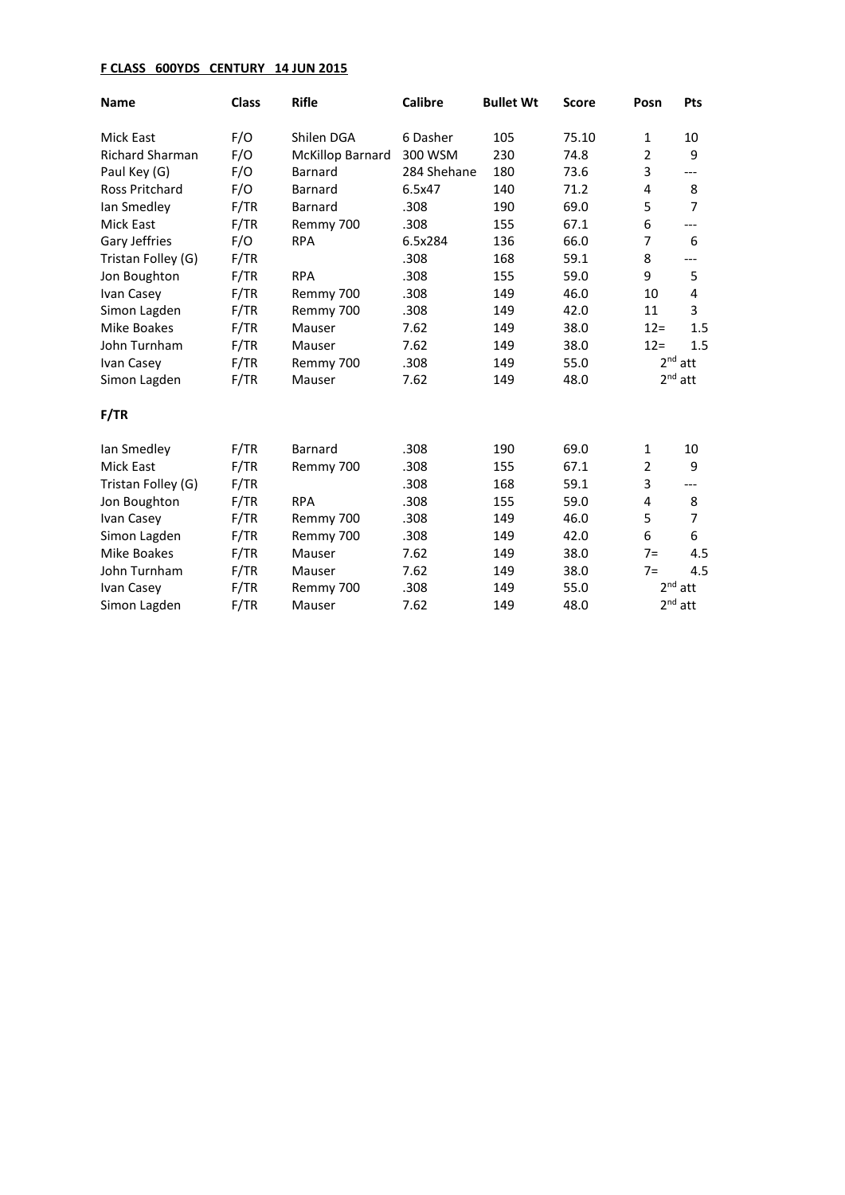**F CLASS 600YDS CENTURY 14 JUN 2015**

| Name | Class | Rifle | Calibre | Bullet Wt | Score | Posn | Pts |
|---|---|---|---|---|---|---|---|
| Mick East | F/O | Shilen DGA | 6 Dasher | 105 | 75.10 | 1 | 10 |
| Richard Sharman | F/O | McKillop Barnard | 300 WSM | 230 | 74.8 | 2 | 9 |
| Paul Key (G) | F/O | Barnard | 284 Shehane | 180 | 73.6 | 3 | --- |
| Ross Pritchard | F/O | Barnard | 6.5x47 | 140 | 71.2 | 4 | 8 |
| Ian Smedley | F/TR | Barnard | .308 | 190 | 69.0 | 5 | 7 |
| Mick East | F/TR | Remmy 700 | .308 | 155 | 67.1 | 6 | --- |
| Gary Jeffries | F/O | RPA | 6.5x284 | 136 | 66.0 | 7 | 6 |
| Tristan Folley (G) | F/TR | | .308 | 168 | 59.1 | 8 | --- |
| Jon Boughton | F/TR | RPA | .308 | 155 | 59.0 | 9 | 5 |
| Ivan Casey | F/TR | Remmy 700 | .308 | 149 | 46.0 | 10 | 4 |
| Simon Lagden | F/TR | Remmy 700 | .308 | 149 | 42.0 | 11 | 3 |
| Mike Boakes | F/TR | Mauser | 7.62 | 149 | 38.0 | 12= | 1.5 |
| John Turnham | F/TR | Mauser | 7.62 | 149 | 38.0 | 12= | 1.5 |
| Ivan Casey | F/TR | Remmy 700 | .308 | 149 | 55.0 | 2nd att | |
| Simon Lagden | F/TR | Mauser | 7.62 | 149 | 48.0 | 2nd att | |

**F/TR**

| Name | Class | Rifle | Calibre | Bullet Wt | Score | Posn | Pts |
|---|---|---|---|---|---|---|---|
| Ian Smedley | F/TR | Barnard | .308 | 190 | 69.0 | 1 | 10 |
| Mick East | F/TR | Remmy 700 | .308 | 155 | 67.1 | 2 | 9 |
| Tristan Folley (G) | F/TR | | .308 | 168 | 59.1 | 3 | --- |
| Jon Boughton | F/TR | RPA | .308 | 155 | 59.0 | 4 | 8 |
| Ivan Casey | F/TR | Remmy 700 | .308 | 149 | 46.0 | 5 | 7 |
| Simon Lagden | F/TR | Remmy 700 | .308 | 149 | 42.0 | 6 | 6 |
| Mike Boakes | F/TR | Mauser | 7.62 | 149 | 38.0 | 7= | 4.5 |
| John Turnham | F/TR | Mauser | 7.62 | 149 | 38.0 | 7= | 4.5 |
| Ivan Casey | F/TR | Remmy 700 | .308 | 149 | 55.0 | 2nd att | |
| Simon Lagden | F/TR | Mauser | 7.62 | 149 | 48.0 | 2nd att | |